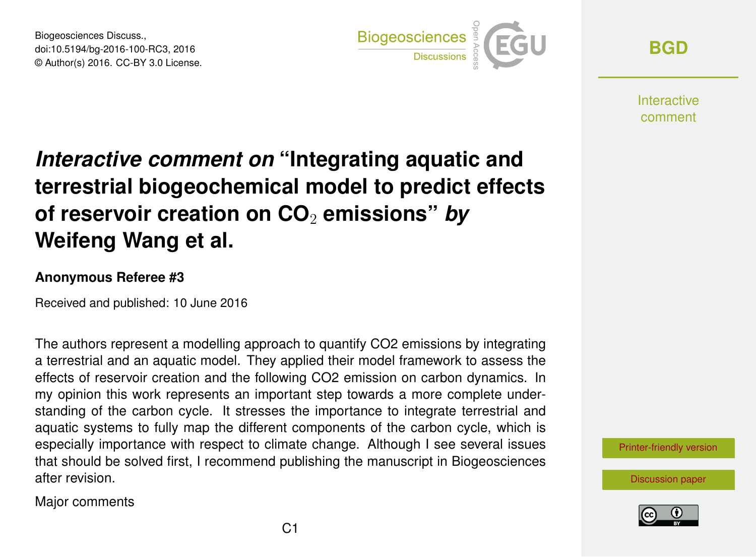Biogeosciences Discuss.,
doi:10.5194/bg-2016-100-RC3, 2016
© Author(s) 2016. CC-BY 3.0 License.

# *Interactive comment on* "Integrating aquatic and terrestrial biogeochemical model to predict effects of reservoir creation on $CO_2$ emissions" *by* Weifeng Wang et al.

**Anonymous Referee #3**

Received and published: 10 June 2016

The authors represent a modelling approach to quantify CO2 emissions by integrating a terrestrial and an aquatic model. They applied their model framework to assess the effects of reservoir creation and the following CO2 emission on carbon dynamics. In my opinion this work represents an important step towards a more complete understanding of the carbon cycle. It stresses the importance to integrate terrestrial and aquatic systems to fully map the different components of the carbon cycle, which is especially importance with respect to climate change. Although I see several issues that should be solved first, I recommend publishing the manuscript in Biogeosciences after revision.

Major comments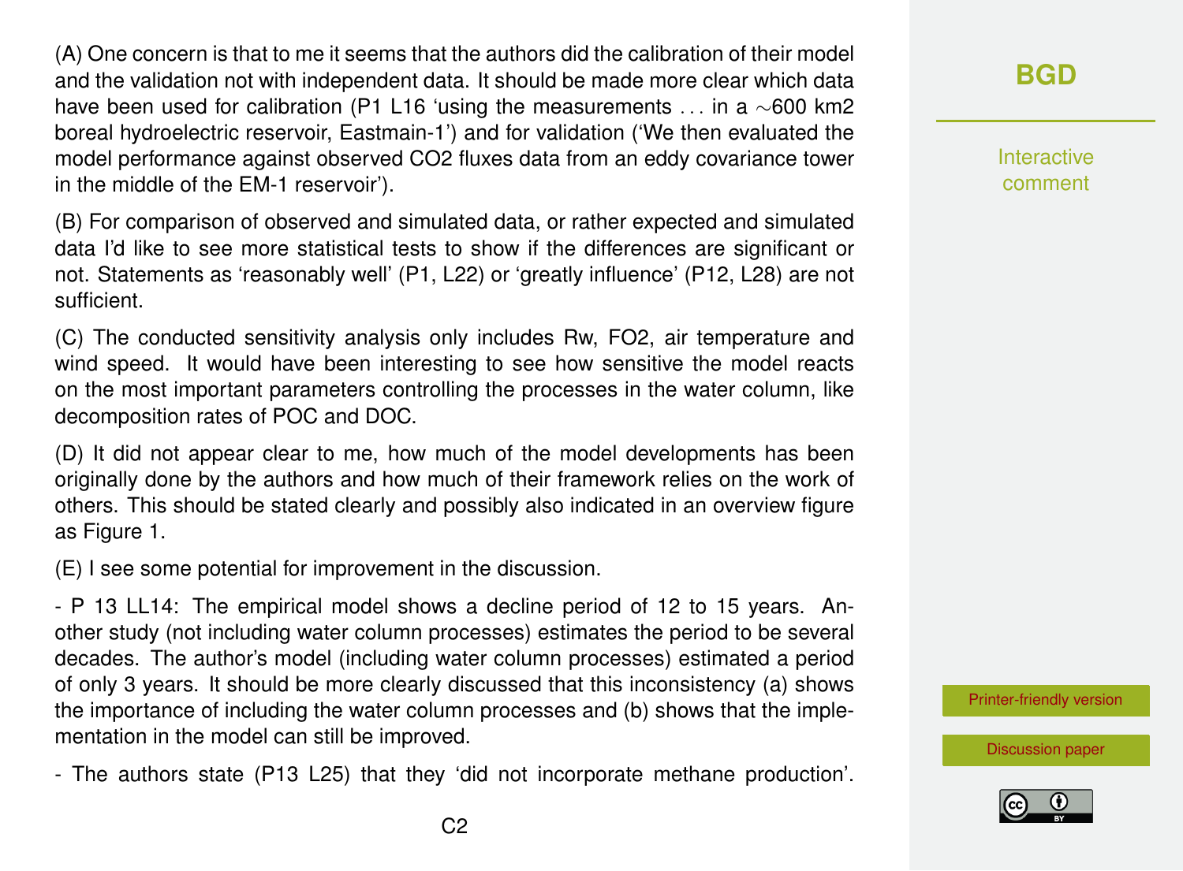(A) One concern is that to me it seems that the authors did the calibration of their model and the validation not with independent data. It should be made more clear which data have been used for calibration (P1 L16 'using the measurements . . . in a ~600 km2 boreal hydroelectric reservoir, Eastmain-1') and for validation ('We then evaluated the model performance against observed $CO_2$ fluxes data from an eddy covariance tower in the middle of the EM-1 reservoir').

(B) For comparison of observed and simulated data, or rather expected and simulated data I'd like to see more statistical tests to show if the differences are significant or not. Statements as 'reasonably well' (P1, L22) or 'greatly influence' (P12, L28) are not sufficient.

(C) The conducted sensitivity analysis only includes Rw, FO2, air temperature and wind speed. It would have been interesting to see how sensitive the model reacts on the most important parameters controlling the processes in the water column, like decomposition rates of POC and DOC.

(D) It did not appear clear to me, how much of the model developments has been originally done by the authors and how much of their framework relies on the work of others. This should be stated clearly and possibly also indicated in an overview figure as Figure 1.

(E) I see some potential for improvement in the discussion.

- P 13 LL14: The empirical model shows a decline period of 12 to 15 years. Another study (not including water column processes) estimates the period to be several decades. The author's model (including water column processes) estimated a period of only 3 years. It should be more clearly discussed that this inconsistency (a) shows the importance of including the water column processes and (b) shows that the implementation in the model can still be improved.

- The authors state (P13 L25) that they 'did not incorporate methane production'.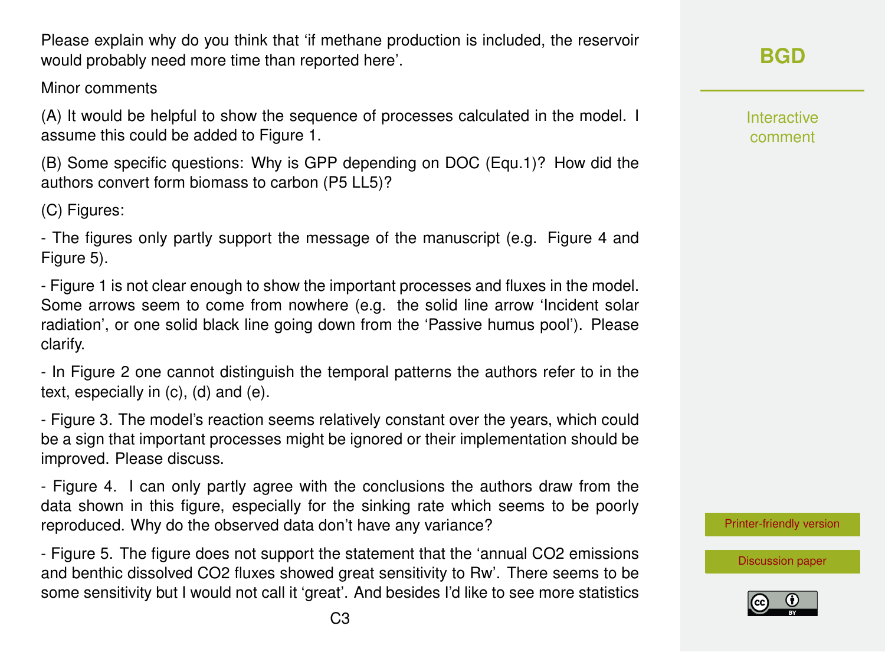Please explain why do you think that 'if methane production is included, the reservoir would probably need more time than reported here'.

Minor comments

(A) It would be helpful to show the sequence of processes calculated in the model. I assume this could be added to Figure 1.

(B) Some specific questions: Why is GPP depending on DOC (Equ.1)? How did the authors convert form biomass to carbon (P5 LL5)?

(C) Figures:

- The figures only partly support the message of the manuscript (e.g. Figure 4 and Figure 5).

- Figure 1 is not clear enough to show the important processes and fluxes in the model. Some arrows seem to come from nowhere (e.g. the solid line arrow 'Incident solar radiation', or one solid black line going down from the 'Passive humus pool'). Please clarify.

- In Figure 2 one cannot distinguish the temporal patterns the authors refer to in the text, especially in (c), (d) and (e).

- Figure 3. The model's reaction seems relatively constant over the years, which could be a sign that important processes might be ignored or their implementation should be improved. Please discuss.

- Figure 4. I can only partly agree with the conclusions the authors draw from the data shown in this figure, especially for the sinking rate which seems to be poorly reproduced. Why do the observed data don't have any variance?

- Figure 5. The figure does not support the statement that the 'annual $CO_2$ emissions and benthic dissolved $CO_2$ fluxes showed great sensitivity to Rw'. There seems to be some sensitivity but I would not call it 'great'. And besides I'd like to see more statistics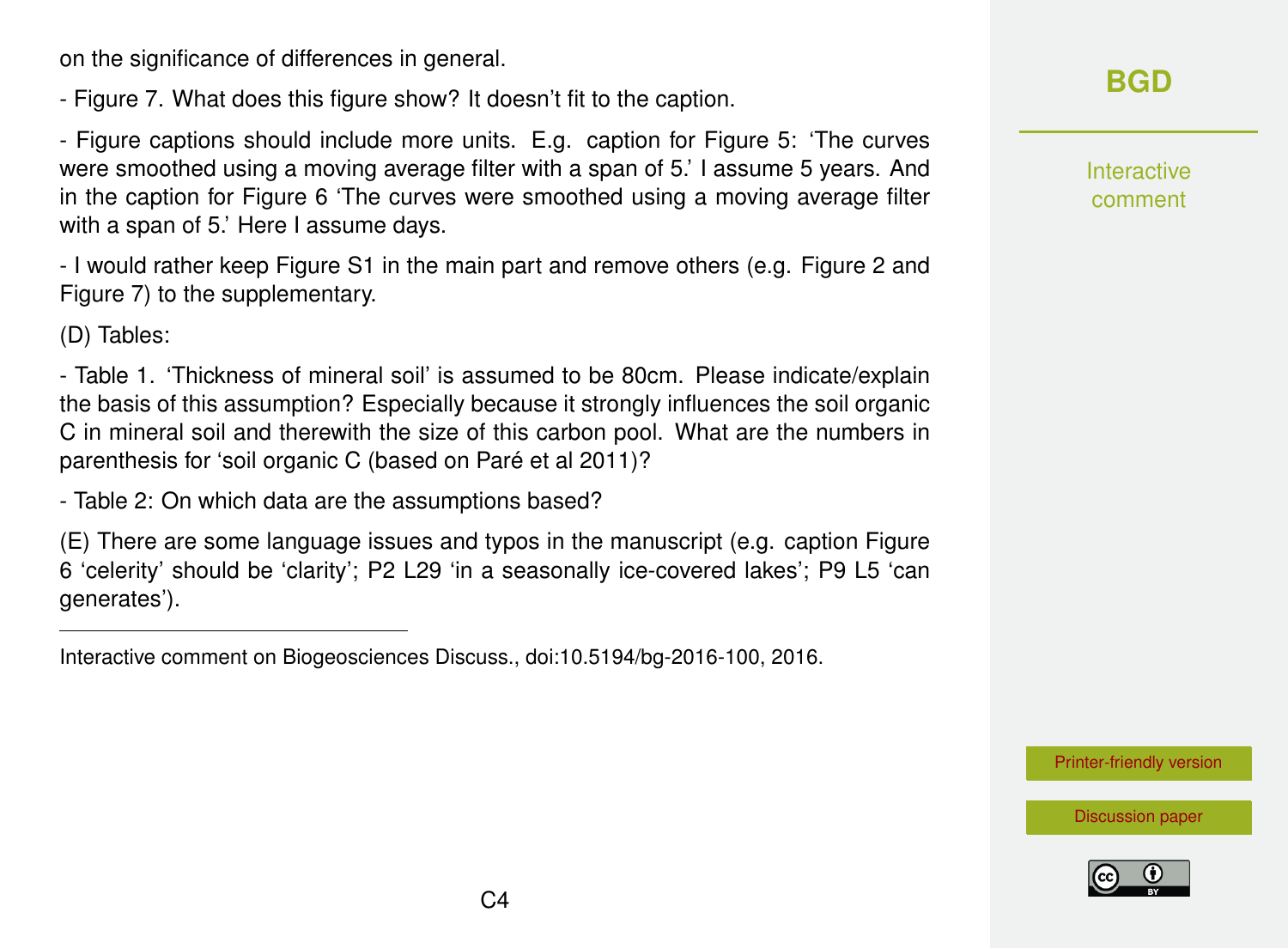on the significance of differences in general.

- Figure 7. What does this figure show? It doesn't fit to the caption.

- Figure captions should include more units. E.g. caption for Figure 5: 'The curves were smoothed using a moving average filter with a span of 5.' I assume 5 years. And in the caption for Figure 6 'The curves were smoothed using a moving average filter with a span of 5.' Here I assume days.

- I would rather keep Figure S1 in the main part and remove others (e.g. Figure 2 and Figure 7) to the supplementary.

(D) Tables:

- Table 1. 'Thickness of mineral soil' is assumed to be 80cm. Please indicate/explain the basis of this assumption? Especially because it strongly influences the soil organic C in mineral soil and therewith the size of this carbon pool. What are the numbers in parenthesis for 'soil organic C (based on Paré et al 2011)?

- Table 2: On which data are the assumptions based?

(E) There are some language issues and typos in the manuscript (e.g. caption Figure 6 'celerity' should be 'clarity'; P2 L29 'in a seasonally ice-covered lakes'; P9 L5 'can generates').

---

Interactive comment on Biogeosciences Discuss., doi:10.5194/bg-2016-100, 2016.